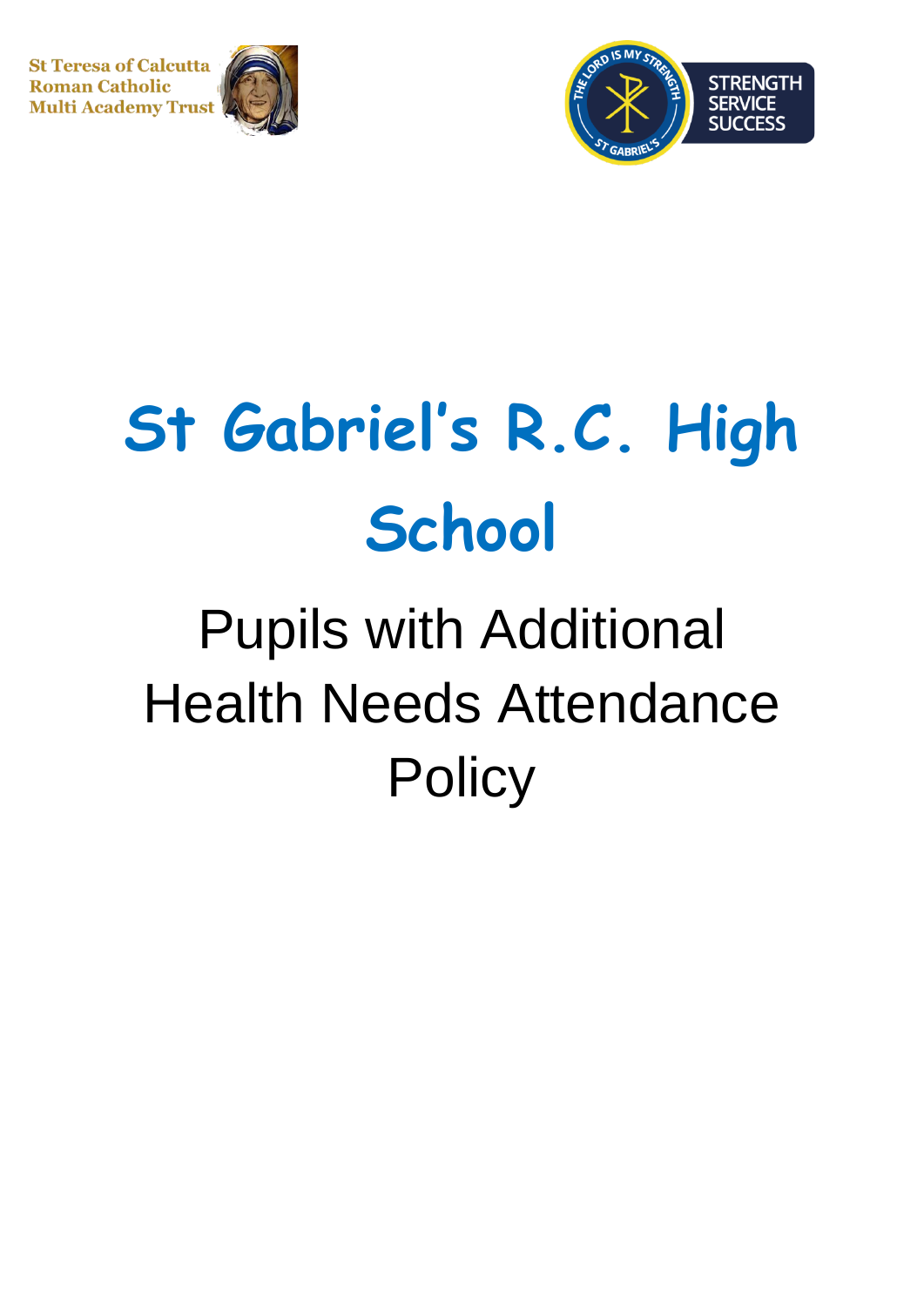St Teresa of Calcutta
Roman Catholic
Multi Academy Trust

STRENGTH
SERVICE
SUCCESS

# St Gabriel's R.C. High School

## Pupils with Additional Health Needs Attendance Policy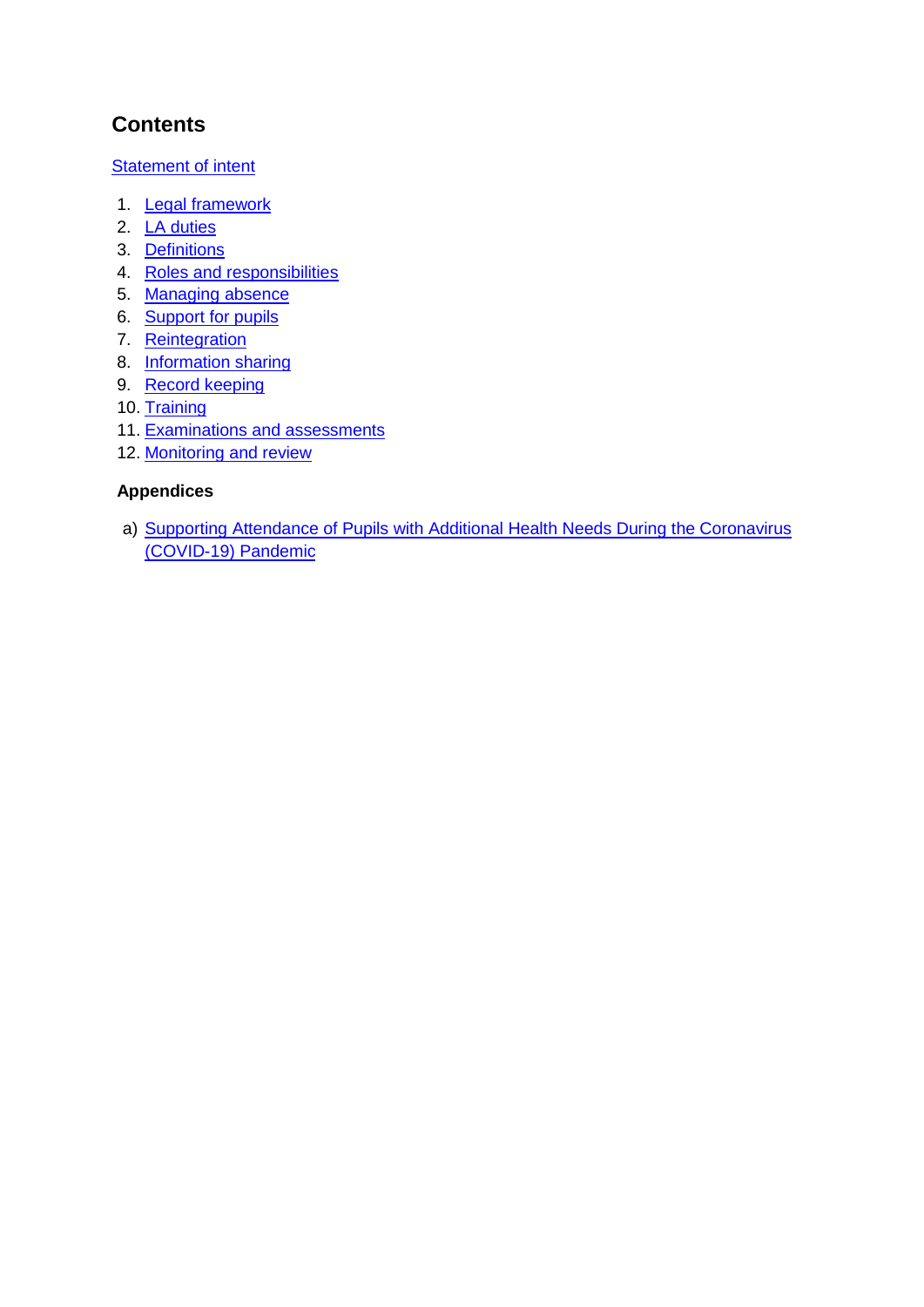## Contents

Statement of intent

1. Legal framework
2. LA duties
3. Definitions
4. Roles and responsibilities
5. Managing absence
6. Support for pupils
7. Reintegration
8. Information sharing
9. Record keeping
10. Training
11. Examinations and assessments
12. Monitoring and review

**Appendices**

a) Supporting Attendance of Pupils with Additional Health Needs During the Coronavirus (COVID-19) Pandemic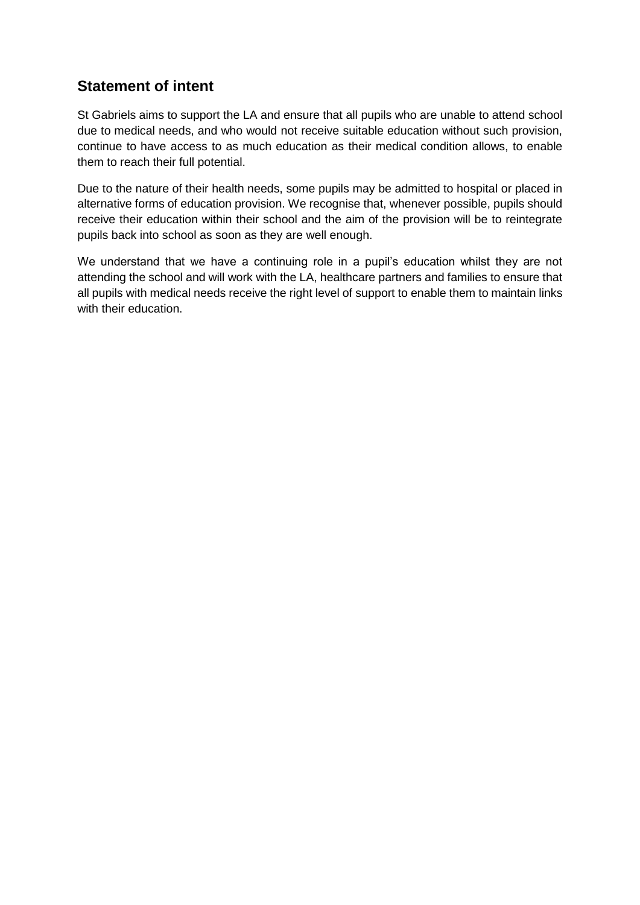## Statement of intent

St Gabriels aims to support the LA and ensure that all pupils who are unable to attend school due to medical needs, and who would not receive suitable education without such provision, continue to have access to as much education as their medical condition allows, to enable them to reach their full potential.

Due to the nature of their health needs, some pupils may be admitted to hospital or placed in alternative forms of education provision. We recognise that, whenever possible, pupils should receive their education within their school and the aim of the provision will be to reintegrate pupils back into school as soon as they are well enough.

We understand that we have a continuing role in a pupil's education whilst they are not attending the school and will work with the LA, healthcare partners and families to ensure that all pupils with medical needs receive the right level of support to enable them to maintain links with their education.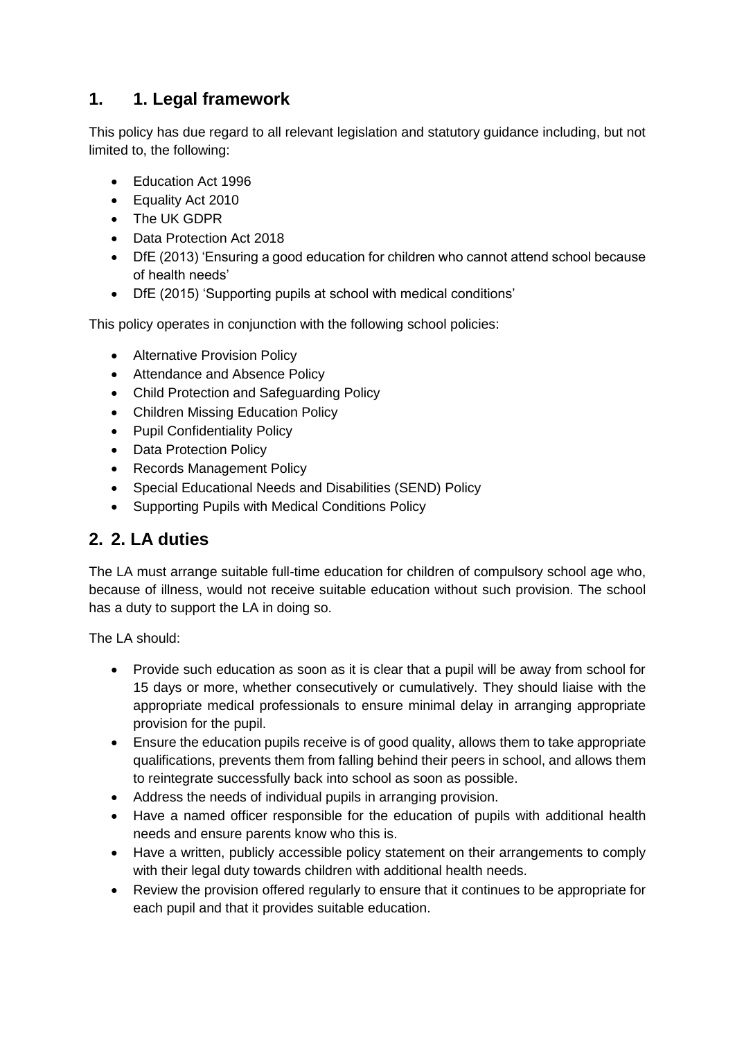## 1. 1. Legal framework

This policy has due regard to all relevant legislation and statutory guidance including, but not limited to, the following:

- Education Act 1996
- Equality Act 2010
- The UK GDPR
- Data Protection Act 2018
- DfE (2013) 'Ensuring a good education for children who cannot attend school because of health needs'
- DfE (2015) 'Supporting pupils at school with medical conditions'

This policy operates in conjunction with the following school policies:

- Alternative Provision Policy
- Attendance and Absence Policy
- Child Protection and Safeguarding Policy
- Children Missing Education Policy
- Pupil Confidentiality Policy
- Data Protection Policy
- Records Management Policy
- Special Educational Needs and Disabilities (SEND) Policy
- Supporting Pupils with Medical Conditions Policy

## 2. 2. LA duties

The LA must arrange suitable full-time education for children of compulsory school age who, because of illness, would not receive suitable education without such provision. The school has a duty to support the LA in doing so.

The LA should:

- Provide such education as soon as it is clear that a pupil will be away from school for 15 days or more, whether consecutively or cumulatively. They should liaise with the appropriate medical professionals to ensure minimal delay in arranging appropriate provision for the pupil.
- Ensure the education pupils receive is of good quality, allows them to take appropriate qualifications, prevents them from falling behind their peers in school, and allows them to reintegrate successfully back into school as soon as possible.
- Address the needs of individual pupils in arranging provision.
- Have a named officer responsible for the education of pupils with additional health needs and ensure parents know who this is.
- Have a written, publicly accessible policy statement on their arrangements to comply with their legal duty towards children with additional health needs.
- Review the provision offered regularly to ensure that it continues to be appropriate for each pupil and that it provides suitable education.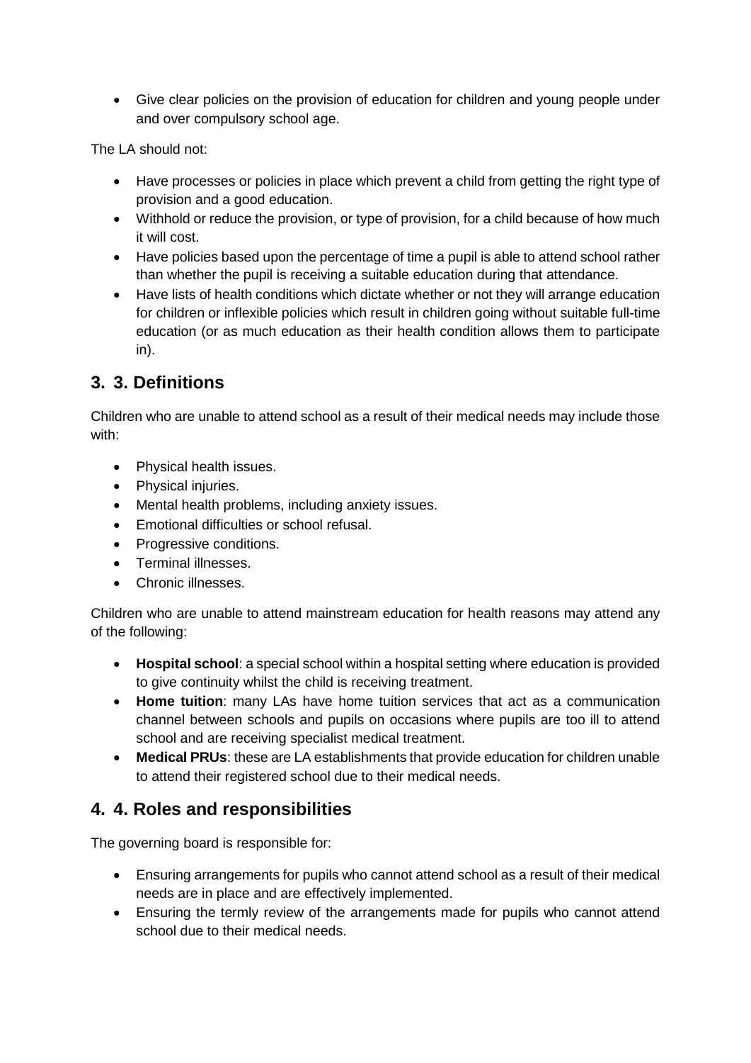- Give clear policies on the provision of education for children and young people under and over compulsory school age.

The LA should not:

- Have processes or policies in place which prevent a child from getting the right type of provision and a good education.
- Withhold or reduce the provision, or type of provision, for a child because of how much it will cost.
- Have policies based upon the percentage of time a pupil is able to attend school rather than whether the pupil is receiving a suitable education during that attendance.
- Have lists of health conditions which dictate whether or not they will arrange education for children or inflexible policies which result in children going without suitable full-time education (or as much education as their health condition allows them to participate in).

## 3. 3. Definitions

Children who are unable to attend school as a result of their medical needs may include those with:

- Physical health issues.
- Physical injuries.
- Mental health problems, including anxiety issues.
- Emotional difficulties or school refusal.
- Progressive conditions.
- Terminal illnesses.
- Chronic illnesses.

Children who are unable to attend mainstream education for health reasons may attend any of the following:

- **Hospital school**: a special school within a hospital setting where education is provided to give continuity whilst the child is receiving treatment.
- **Home tuition**: many LAs have home tuition services that act as a communication channel between schools and pupils on occasions where pupils are too ill to attend school and are receiving specialist medical treatment.
- **Medical PRUs**: these are LA establishments that provide education for children unable to attend their registered school due to their medical needs.

## 4. 4. Roles and responsibilities

The governing board is responsible for:

- Ensuring arrangements for pupils who cannot attend school as a result of their medical needs are in place and are effectively implemented.
- Ensuring the termly review of the arrangements made for pupils who cannot attend school due to their medical needs.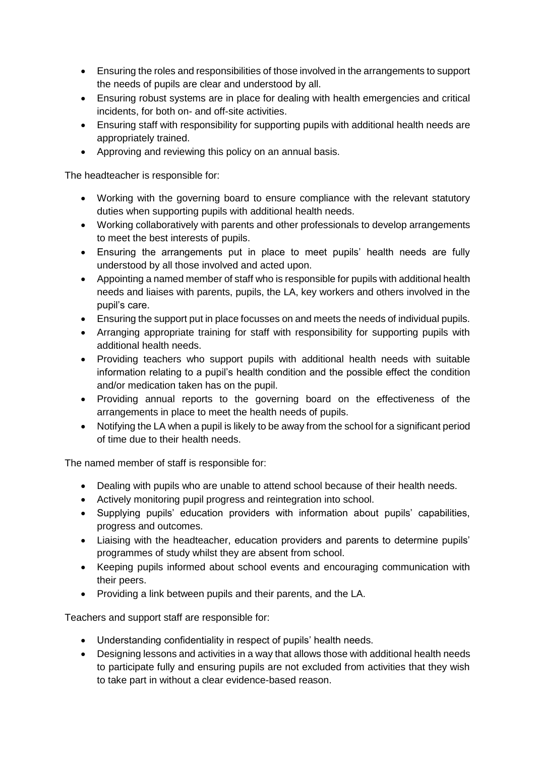- Ensuring the roles and responsibilities of those involved in the arrangements to support the needs of pupils are clear and understood by all.
- Ensuring robust systems are in place for dealing with health emergencies and critical incidents, for both on- and off-site activities.
- Ensuring staff with responsibility for supporting pupils with additional health needs are appropriately trained.
- Approving and reviewing this policy on an annual basis.

The headteacher is responsible for:

- Working with the governing board to ensure compliance with the relevant statutory duties when supporting pupils with additional health needs.
- Working collaboratively with parents and other professionals to develop arrangements to meet the best interests of pupils.
- Ensuring the arrangements put in place to meet pupils' health needs are fully understood by all those involved and acted upon.
- Appointing a named member of staff who is responsible for pupils with additional health needs and liaises with parents, pupils, the LA, key workers and others involved in the pupil's care.
- Ensuring the support put in place focusses on and meets the needs of individual pupils.
- Arranging appropriate training for staff with responsibility for supporting pupils with additional health needs.
- Providing teachers who support pupils with additional health needs with suitable information relating to a pupil's health condition and the possible effect the condition and/or medication taken has on the pupil.
- Providing annual reports to the governing board on the effectiveness of the arrangements in place to meet the health needs of pupils.
- Notifying the LA when a pupil is likely to be away from the school for a significant period of time due to their health needs.

The named member of staff is responsible for:

- Dealing with pupils who are unable to attend school because of their health needs.
- Actively monitoring pupil progress and reintegration into school.
- Supplying pupils' education providers with information about pupils' capabilities, progress and outcomes.
- Liaising with the headteacher, education providers and parents to determine pupils' programmes of study whilst they are absent from school.
- Keeping pupils informed about school events and encouraging communication with their peers.
- Providing a link between pupils and their parents, and the LA.

Teachers and support staff are responsible for:

- Understanding confidentiality in respect of pupils' health needs.
- Designing lessons and activities in a way that allows those with additional health needs to participate fully and ensuring pupils are not excluded from activities that they wish to take part in without a clear evidence-based reason.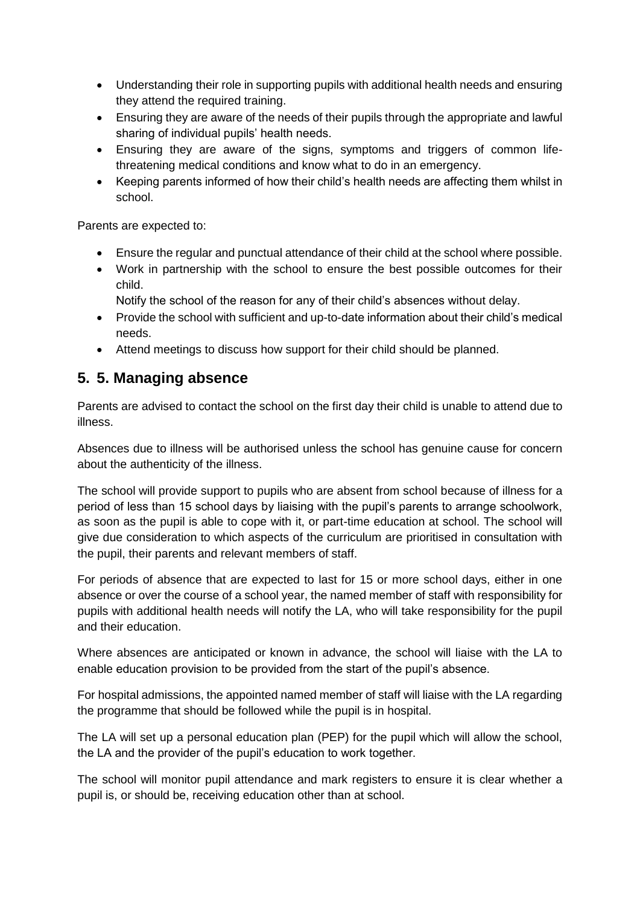- Understanding their role in supporting pupils with additional health needs and ensuring they attend the required training.
- Ensuring they are aware of the needs of their pupils through the appropriate and lawful sharing of individual pupils' health needs.
- Ensuring they are aware of the signs, symptoms and triggers of common life-threatening medical conditions and know what to do in an emergency.
- Keeping parents informed of how their child's health needs are affecting them whilst in school.

Parents are expected to:

- Ensure the regular and punctual attendance of their child at the school where possible.
- Work in partnership with the school to ensure the best possible outcomes for their child.
  Notify the school of the reason for any of their child's absences without delay.
- Provide the school with sufficient and up-to-date information about their child's medical needs.
- Attend meetings to discuss how support for their child should be planned.

## 5. 5. Managing absence

Parents are advised to contact the school on the first day their child is unable to attend due to illness.

Absences due to illness will be authorised unless the school has genuine cause for concern about the authenticity of the illness.

The school will provide support to pupils who are absent from school because of illness for a period of less than 15 school days by liaising with the pupil's parents to arrange schoolwork, as soon as the pupil is able to cope with it, or part-time education at school. The school will give due consideration to which aspects of the curriculum are prioritised in consultation with the pupil, their parents and relevant members of staff.

For periods of absence that are expected to last for 15 or more school days, either in one absence or over the course of a school year, the named member of staff with responsibility for pupils with additional health needs will notify the LA, who will take responsibility for the pupil and their education.

Where absences are anticipated or known in advance, the school will liaise with the LA to enable education provision to be provided from the start of the pupil's absence.

For hospital admissions, the appointed named member of staff will liaise with the LA regarding the programme that should be followed while the pupil is in hospital.

The LA will set up a personal education plan (PEP) for the pupil which will allow the school, the LA and the provider of the pupil's education to work together.

The school will monitor pupil attendance and mark registers to ensure it is clear whether a pupil is, or should be, receiving education other than at school.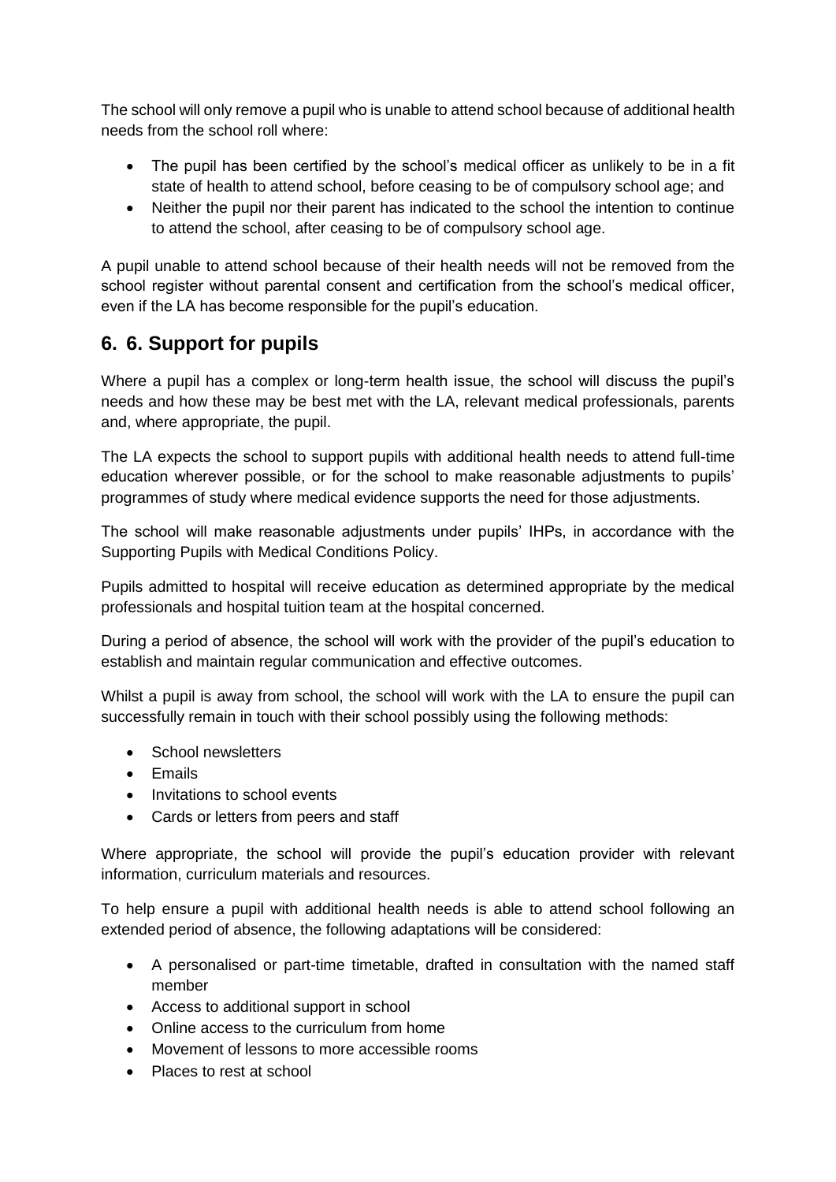The school will only remove a pupil who is unable to attend school because of additional health needs from the school roll where:

- The pupil has been certified by the school's medical officer as unlikely to be in a fit state of health to attend school, before ceasing to be of compulsory school age; and
- Neither the pupil nor their parent has indicated to the school the intention to continue to attend the school, after ceasing to be of compulsory school age.

A pupil unable to attend school because of their health needs will not be removed from the school register without parental consent and certification from the school's medical officer, even if the LA has become responsible for the pupil's education.

## 6. 6. Support for pupils

Where a pupil has a complex or long-term health issue, the school will discuss the pupil's needs and how these may be best met with the LA, relevant medical professionals, parents and, where appropriate, the pupil.

The LA expects the school to support pupils with additional health needs to attend full-time education wherever possible, or for the school to make reasonable adjustments to pupils' programmes of study where medical evidence supports the need for those adjustments.

The school will make reasonable adjustments under pupils' IHPs, in accordance with the Supporting Pupils with Medical Conditions Policy.

Pupils admitted to hospital will receive education as determined appropriate by the medical professionals and hospital tuition team at the hospital concerned.

During a period of absence, the school will work with the provider of the pupil's education to establish and maintain regular communication and effective outcomes.

Whilst a pupil is away from school, the school will work with the LA to ensure the pupil can successfully remain in touch with their school possibly using the following methods:

- School newsletters
- Emails
- Invitations to school events
- Cards or letters from peers and staff

Where appropriate, the school will provide the pupil's education provider with relevant information, curriculum materials and resources.

To help ensure a pupil with additional health needs is able to attend school following an extended period of absence, the following adaptations will be considered:

- A personalised or part-time timetable, drafted in consultation with the named staff member
- Access to additional support in school
- Online access to the curriculum from home
- Movement of lessons to more accessible rooms
- Places to rest at school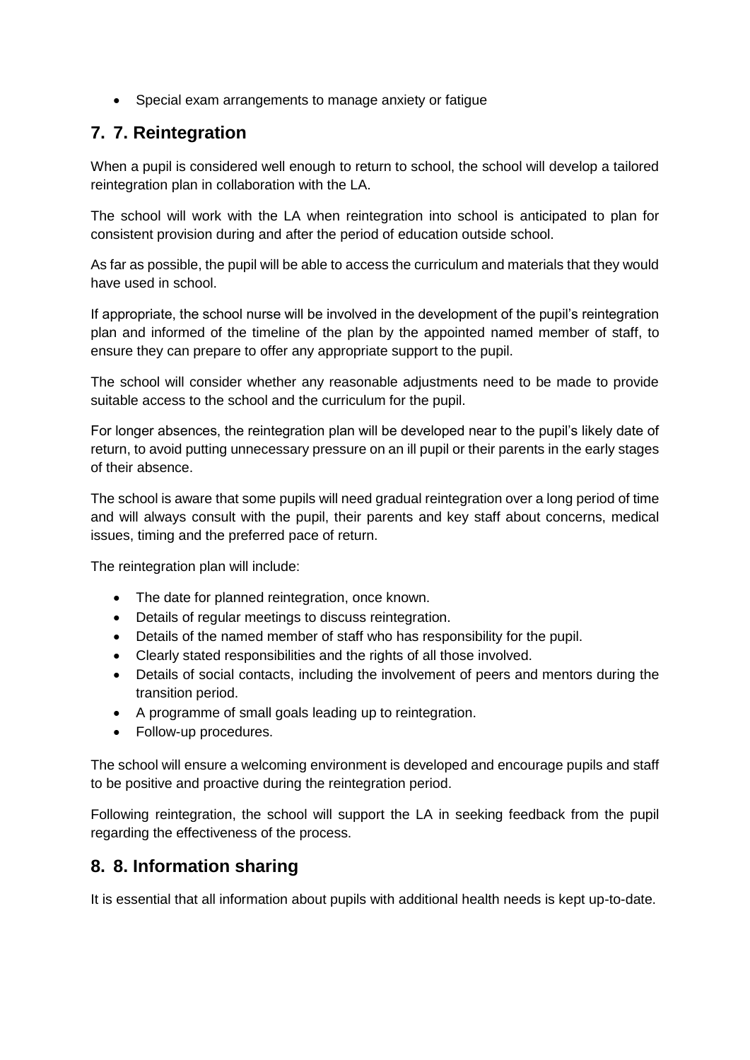- Special exam arrangements to manage anxiety or fatigue

## 7. 7. Reintegration

When a pupil is considered well enough to return to school, the school will develop a tailored reintegration plan in collaboration with the LA.

The school will work with the LA when reintegration into school is anticipated to plan for consistent provision during and after the period of education outside school.

As far as possible, the pupil will be able to access the curriculum and materials that they would have used in school.

If appropriate, the school nurse will be involved in the development of the pupil's reintegration plan and informed of the timeline of the plan by the appointed named member of staff, to ensure they can prepare to offer any appropriate support to the pupil.

The school will consider whether any reasonable adjustments need to be made to provide suitable access to the school and the curriculum for the pupil.

For longer absences, the reintegration plan will be developed near to the pupil's likely date of return, to avoid putting unnecessary pressure on an ill pupil or their parents in the early stages of their absence.

The school is aware that some pupils will need gradual reintegration over a long period of time and will always consult with the pupil, their parents and key staff about concerns, medical issues, timing and the preferred pace of return.

The reintegration plan will include:

- The date for planned reintegration, once known.
- Details of regular meetings to discuss reintegration.
- Details of the named member of staff who has responsibility for the pupil.
- Clearly stated responsibilities and the rights of all those involved.
- Details of social contacts, including the involvement of peers and mentors during the transition period.
- A programme of small goals leading up to reintegration.
- Follow-up procedures.

The school will ensure a welcoming environment is developed and encourage pupils and staff to be positive and proactive during the reintegration period.

Following reintegration, the school will support the LA in seeking feedback from the pupil regarding the effectiveness of the process.

## 8. 8. Information sharing

It is essential that all information about pupils with additional health needs is kept up-to-date.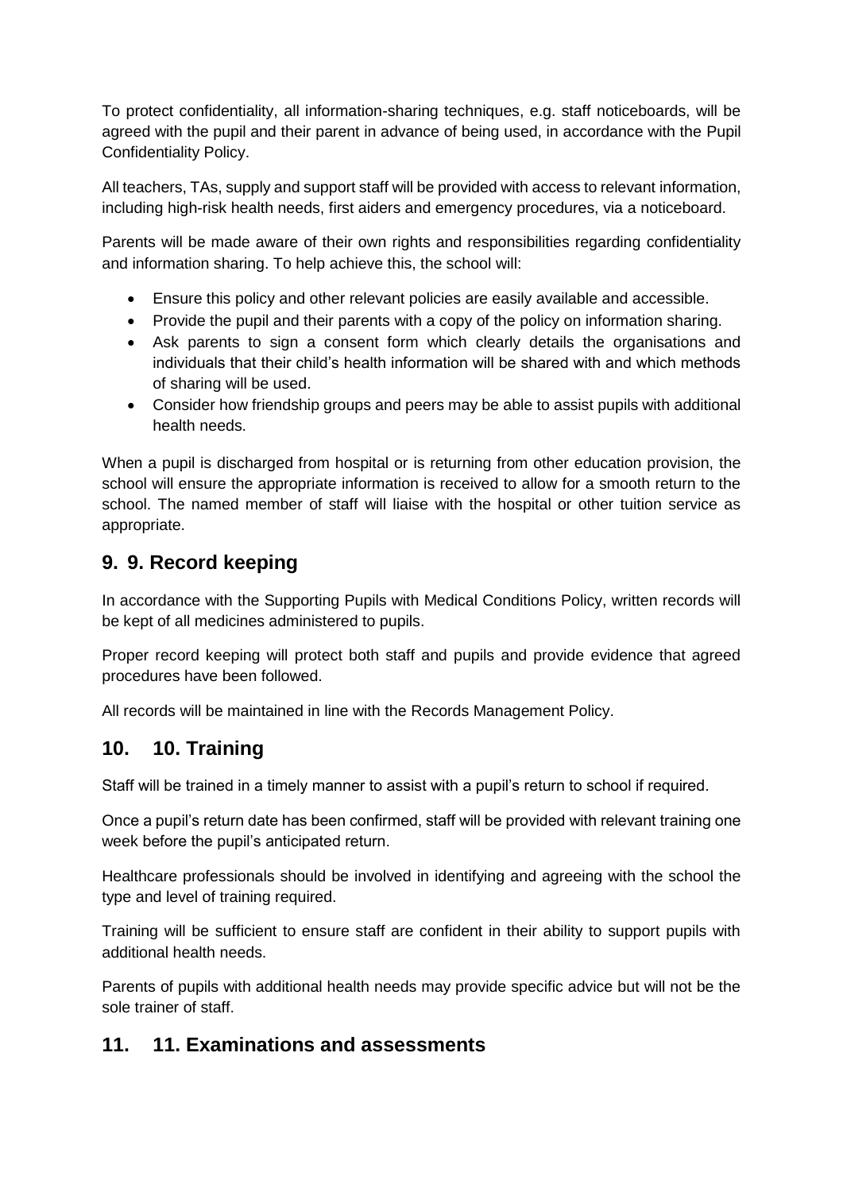To protect confidentiality, all information-sharing techniques, e.g. staff noticeboards, will be agreed with the pupil and their parent in advance of being used, in accordance with the Pupil Confidentiality Policy.

All teachers, TAs, supply and support staff will be provided with access to relevant information, including high-risk health needs, first aiders and emergency procedures, via a noticeboard.

Parents will be made aware of their own rights and responsibilities regarding confidentiality and information sharing. To help achieve this, the school will:

- Ensure this policy and other relevant policies are easily available and accessible.
- Provide the pupil and their parents with a copy of the policy on information sharing.
- Ask parents to sign a consent form which clearly details the organisations and individuals that their child's health information will be shared with and which methods of sharing will be used.
- Consider how friendship groups and peers may be able to assist pupils with additional health needs.

When a pupil is discharged from hospital or is returning from other education provision, the school will ensure the appropriate information is received to allow for a smooth return to the school. The named member of staff will liaise with the hospital or other tuition service as appropriate.

## 9. 9. Record keeping

In accordance with the Supporting Pupils with Medical Conditions Policy, written records will be kept of all medicines administered to pupils.

Proper record keeping will protect both staff and pupils and provide evidence that agreed procedures have been followed.

All records will be maintained in line with the Records Management Policy.

## 10. 10. Training

Staff will be trained in a timely manner to assist with a pupil's return to school if required.

Once a pupil's return date has been confirmed, staff will be provided with relevant training one week before the pupil's anticipated return.

Healthcare professionals should be involved in identifying and agreeing with the school the type and level of training required.

Training will be sufficient to ensure staff are confident in their ability to support pupils with additional health needs.

Parents of pupils with additional health needs may provide specific advice but will not be the sole trainer of staff.

## 11. 11. Examinations and assessments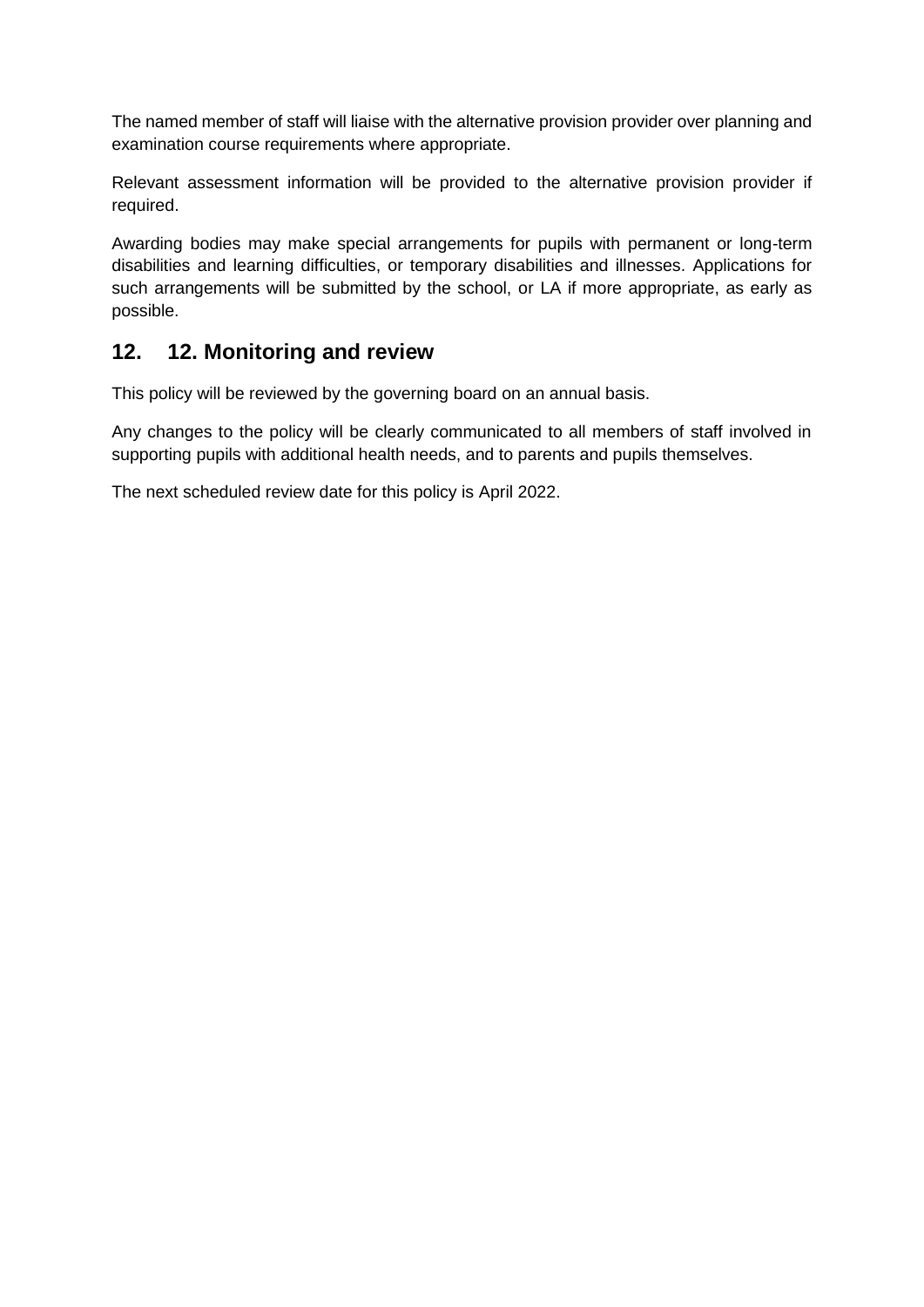The named member of staff will liaise with the alternative provision provider over planning and examination course requirements where appropriate.

Relevant assessment information will be provided to the alternative provision provider if required.

Awarding bodies may make special arrangements for pupils with permanent or long-term disabilities and learning difficulties, or temporary disabilities and illnesses. Applications for such arrangements will be submitted by the school, or LA if more appropriate, as early as possible.

## 12. 12. Monitoring and review

This policy will be reviewed by the governing board on an annual basis.

Any changes to the policy will be clearly communicated to all members of staff involved in supporting pupils with additional health needs, and to parents and pupils themselves.

The next scheduled review date for this policy is April 2022.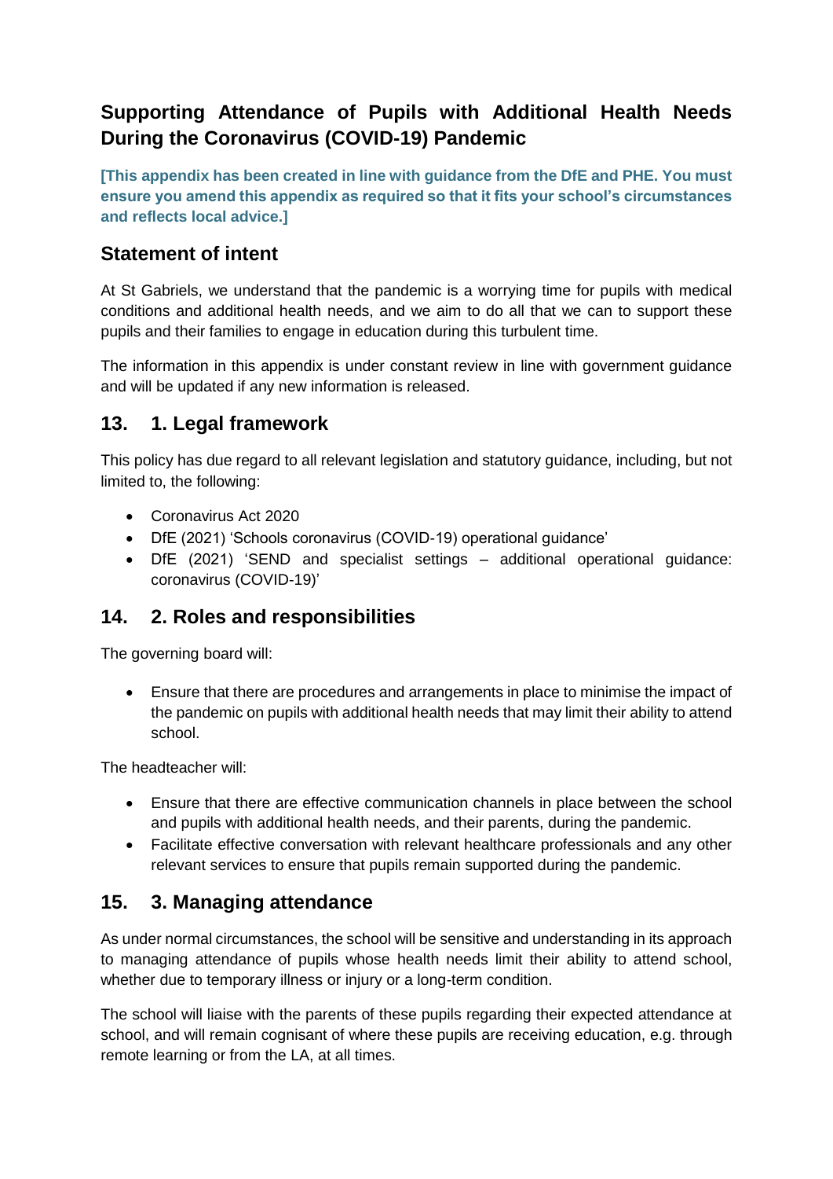## Supporting Attendance of Pupils with Additional Health Needs During the Coronavirus (COVID-19) Pandemic

**[This appendix has been created in line with guidance from the DfE and PHE. You must ensure you amend this appendix as required so that it fits your school's circumstances and reflects local advice.]**

### Statement of intent

At St Gabriels, we understand that the pandemic is a worrying time for pupils with medical conditions and additional health needs, and we aim to do all that we can to support these pupils and their families to engage in education during this turbulent time.

The information in this appendix is under constant review in line with government guidance and will be updated if any new information is released.

### 13. 1. Legal framework

This policy has due regard to all relevant legislation and statutory guidance, including, but not limited to, the following:

- Coronavirus Act 2020
- DfE (2021) 'Schools coronavirus (COVID-19) operational guidance'
- DfE (2021) 'SEND and specialist settings – additional operational guidance: coronavirus (COVID-19)'

### 14. 2. Roles and responsibilities

The governing board will:

- Ensure that there are procedures and arrangements in place to minimise the impact of the pandemic on pupils with additional health needs that may limit their ability to attend school.

The headteacher will:

- Ensure that there are effective communication channels in place between the school and pupils with additional health needs, and their parents, during the pandemic.
- Facilitate effective conversation with relevant healthcare professionals and any other relevant services to ensure that pupils remain supported during the pandemic.

### 15. 3. Managing attendance

As under normal circumstances, the school will be sensitive and understanding in its approach to managing attendance of pupils whose health needs limit their ability to attend school, whether due to temporary illness or injury or a long-term condition.

The school will liaise with the parents of these pupils regarding their expected attendance at school, and will remain cognisant of where these pupils are receiving education, e.g. through remote learning or from the LA, at all times.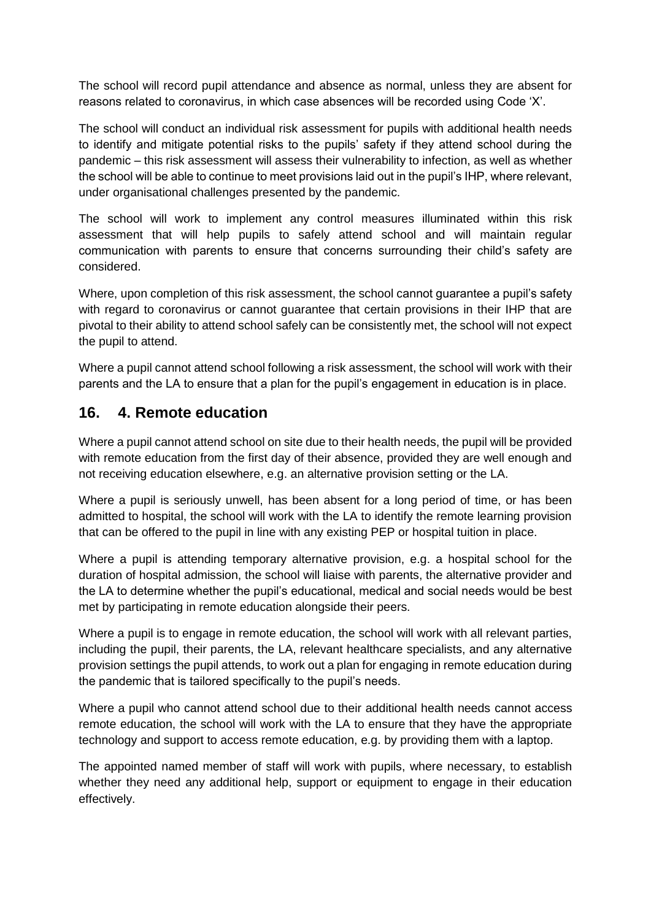The school will record pupil attendance and absence as normal, unless they are absent for reasons related to coronavirus, in which case absences will be recorded using Code 'X'.

The school will conduct an individual risk assessment for pupils with additional health needs to identify and mitigate potential risks to the pupils' safety if they attend school during the pandemic – this risk assessment will assess their vulnerability to infection, as well as whether the school will be able to continue to meet provisions laid out in the pupil's IHP, where relevant, under organisational challenges presented by the pandemic.

The school will work to implement any control measures illuminated within this risk assessment that will help pupils to safely attend school and will maintain regular communication with parents to ensure that concerns surrounding their child's safety are considered.

Where, upon completion of this risk assessment, the school cannot guarantee a pupil's safety with regard to coronavirus or cannot guarantee that certain provisions in their IHP that are pivotal to their ability to attend school safely can be consistently met, the school will not expect the pupil to attend.

Where a pupil cannot attend school following a risk assessment, the school will work with their parents and the LA to ensure that a plan for the pupil's engagement in education is in place.

## 16. 4. Remote education

Where a pupil cannot attend school on site due to their health needs, the pupil will be provided with remote education from the first day of their absence, provided they are well enough and not receiving education elsewhere, e.g. an alternative provision setting or the LA.

Where a pupil is seriously unwell, has been absent for a long period of time, or has been admitted to hospital, the school will work with the LA to identify the remote learning provision that can be offered to the pupil in line with any existing PEP or hospital tuition in place.

Where a pupil is attending temporary alternative provision, e.g. a hospital school for the duration of hospital admission, the school will liaise with parents, the alternative provider and the LA to determine whether the pupil's educational, medical and social needs would be best met by participating in remote education alongside their peers.

Where a pupil is to engage in remote education, the school will work with all relevant parties, including the pupil, their parents, the LA, relevant healthcare specialists, and any alternative provision settings the pupil attends, to work out a plan for engaging in remote education during the pandemic that is tailored specifically to the pupil's needs.

Where a pupil who cannot attend school due to their additional health needs cannot access remote education, the school will work with the LA to ensure that they have the appropriate technology and support to access remote education, e.g. by providing them with a laptop.

The appointed named member of staff will work with pupils, where necessary, to establish whether they need any additional help, support or equipment to engage in their education effectively.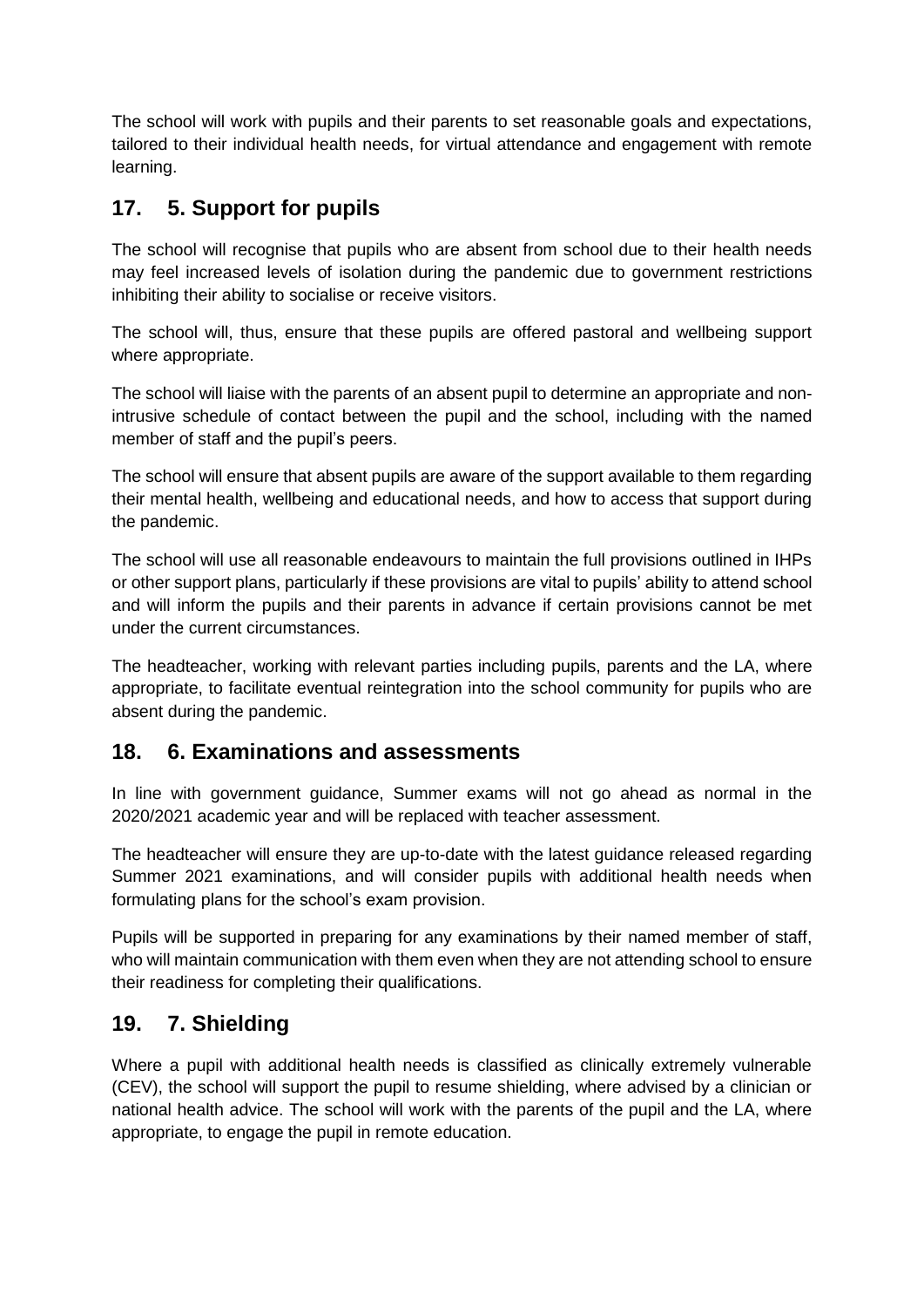The school will work with pupils and their parents to set reasonable goals and expectations, tailored to their individual health needs, for virtual attendance and engagement with remote learning.

## 17. 5. Support for pupils

The school will recognise that pupils who are absent from school due to their health needs may feel increased levels of isolation during the pandemic due to government restrictions inhibiting their ability to socialise or receive visitors.

The school will, thus, ensure that these pupils are offered pastoral and wellbeing support where appropriate.

The school will liaise with the parents of an absent pupil to determine an appropriate and non-intrusive schedule of contact between the pupil and the school, including with the named member of staff and the pupil's peers.

The school will ensure that absent pupils are aware of the support available to them regarding their mental health, wellbeing and educational needs, and how to access that support during the pandemic.

The school will use all reasonable endeavours to maintain the full provisions outlined in IHPs or other support plans, particularly if these provisions are vital to pupils' ability to attend school and will inform the pupils and their parents in advance if certain provisions cannot be met under the current circumstances.

The headteacher, working with relevant parties including pupils, parents and the LA, where appropriate, to facilitate eventual reintegration into the school community for pupils who are absent during the pandemic.

## 18. 6. Examinations and assessments

In line with government guidance, Summer exams will not go ahead as normal in the 2020/2021 academic year and will be replaced with teacher assessment.

The headteacher will ensure they are up-to-date with the latest guidance released regarding Summer 2021 examinations, and will consider pupils with additional health needs when formulating plans for the school's exam provision.

Pupils will be supported in preparing for any examinations by their named member of staff, who will maintain communication with them even when they are not attending school to ensure their readiness for completing their qualifications.

## 19. 7. Shielding

Where a pupil with additional health needs is classified as clinically extremely vulnerable (CEV), the school will support the pupil to resume shielding, where advised by a clinician or national health advice. The school will work with the parents of the pupil and the LA, where appropriate, to engage the pupil in remote education.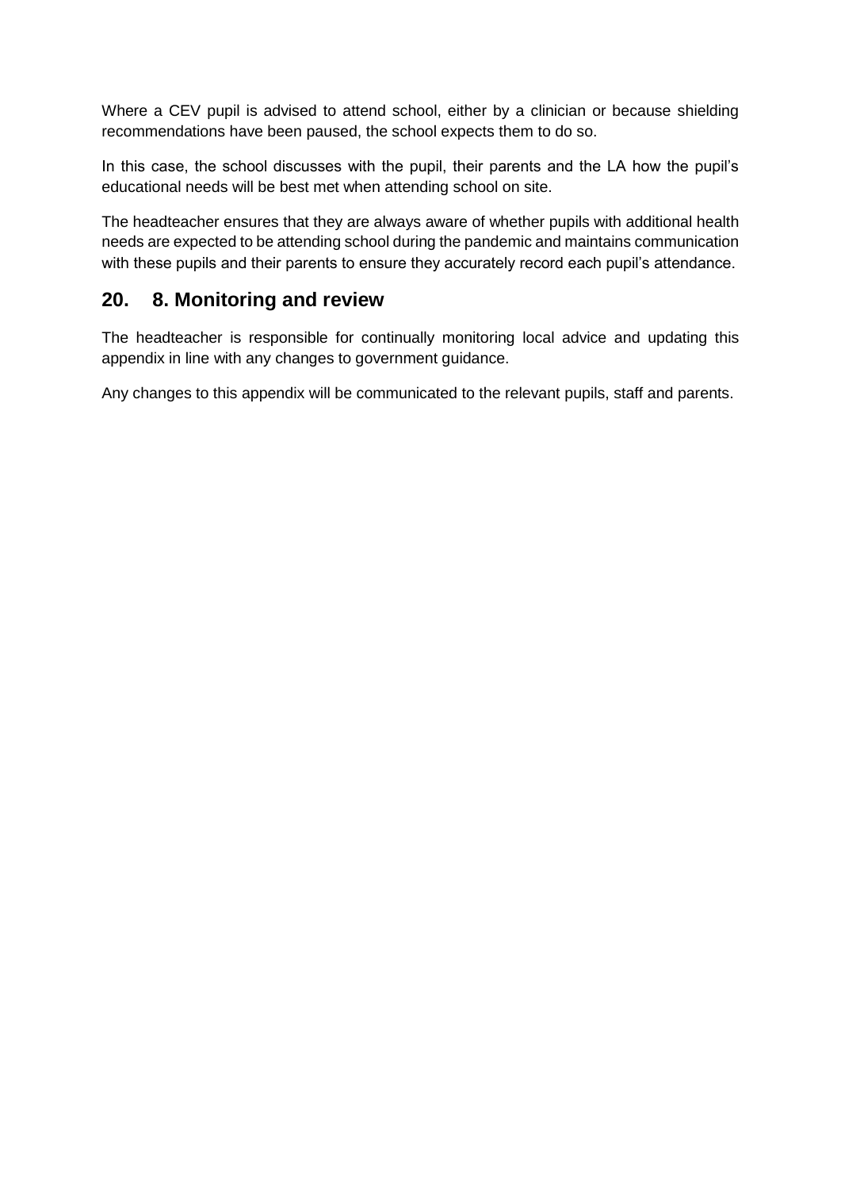Where a CEV pupil is advised to attend school, either by a clinician or because shielding recommendations have been paused, the school expects them to do so.

In this case, the school discusses with the pupil, their parents and the LA how the pupil's educational needs will be best met when attending school on site.

The headteacher ensures that they are always aware of whether pupils with additional health needs are expected to be attending school during the pandemic and maintains communication with these pupils and their parents to ensure they accurately record each pupil's attendance.

## 20. 8. Monitoring and review

The headteacher is responsible for continually monitoring local advice and updating this appendix in line with any changes to government guidance.

Any changes to this appendix will be communicated to the relevant pupils, staff and parents.